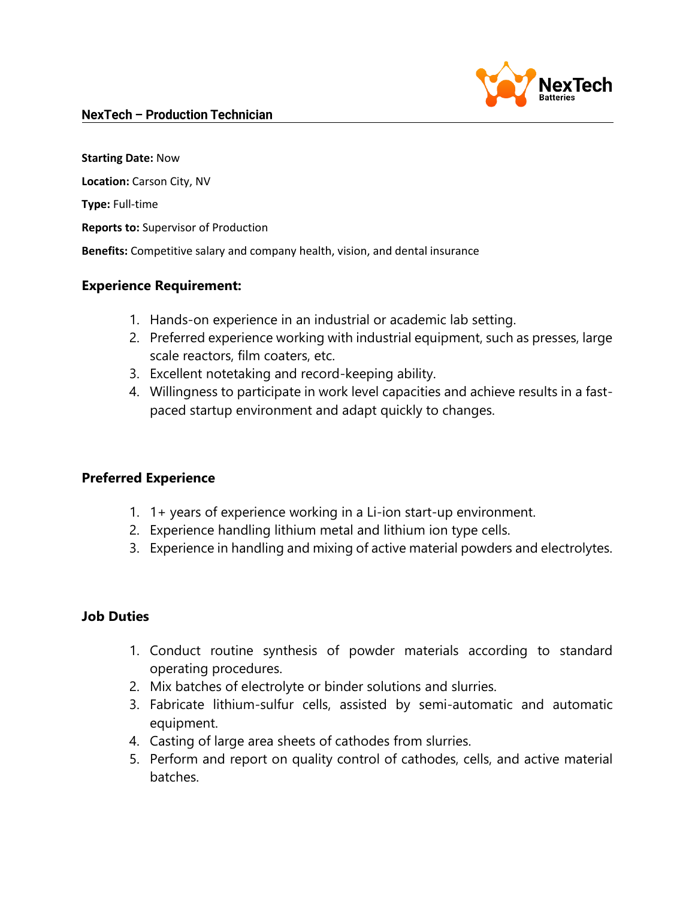## NexTech – Production Technician

**Starting Date:** Now

**Location:** Carson City, NV

**Type:** Full-time

**Reports to:** Supervisor of Production

**Benefits:** Competitive salary and company health, vision, and dental insurance

### Experience Requirement:

1. Hands-on experience in an industrial or academic lab setting.
2. Preferred experience working with industrial equipment, such as presses, large scale reactors, film coaters, etc.
3. Excellent notetaking and record-keeping ability.
4. Willingness to participate in work level capacities and achieve results in a fast-paced startup environment and adapt quickly to changes.

### Preferred Experience

1. 1+ years of experience working in a Li-ion start-up environment.
2. Experience handling lithium metal and lithium ion type cells.
3. Experience in handling and mixing of active material powders and electrolytes.

### Job Duties

1. Conduct routine synthesis of powder materials according to standard operating procedures.
2. Mix batches of electrolyte or binder solutions and slurries.
3. Fabricate lithium-sulfur cells, assisted by semi-automatic and automatic equipment.
4. Casting of large area sheets of cathodes from slurries.
5. Perform and report on quality control of cathodes, cells, and active material batches.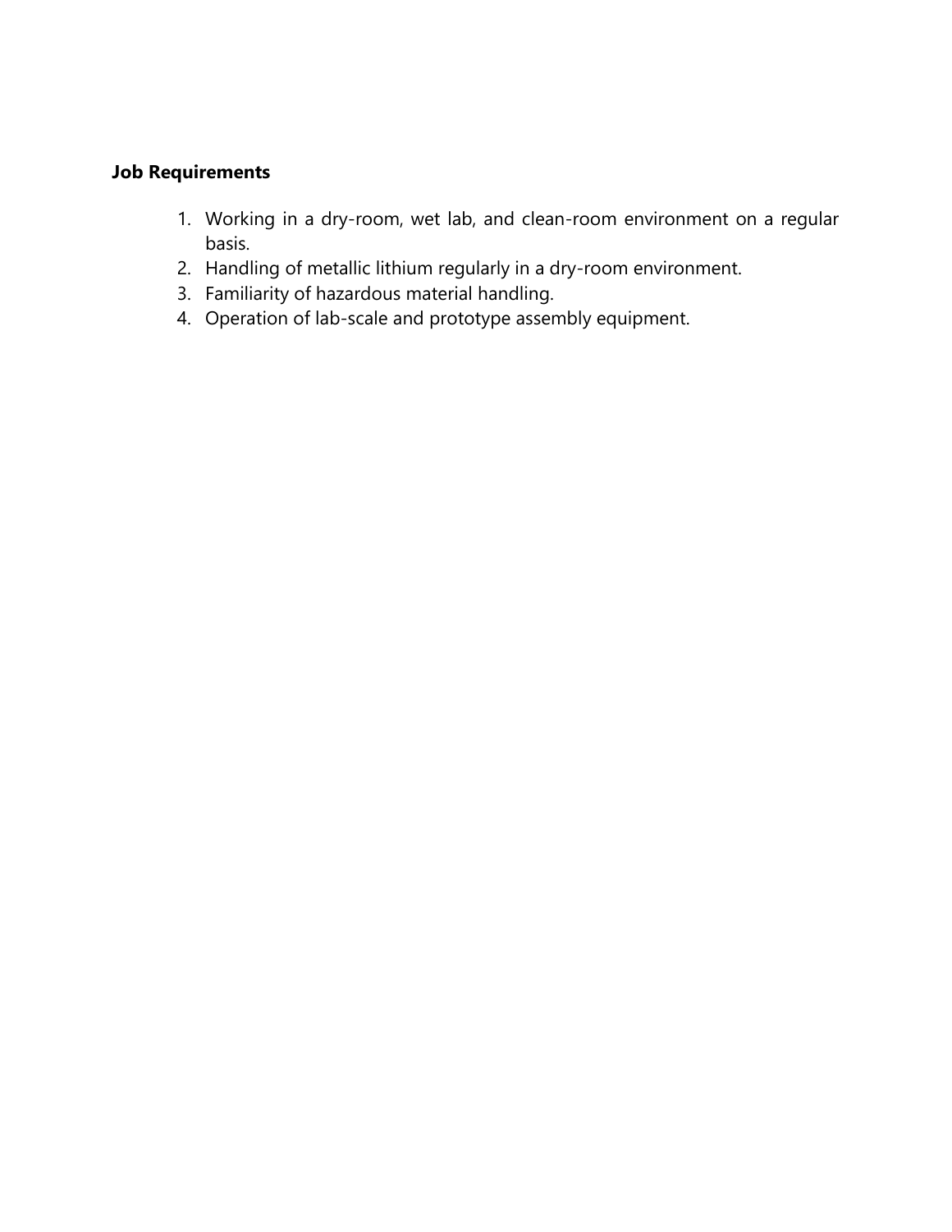**Job Requirements**

1. Working in a dry-room, wet lab, and clean-room environment on a regular basis.
2. Handling of metallic lithium regularly in a dry-room environment.
3. Familiarity of hazardous material handling.
4. Operation of lab-scale and prototype assembly equipment.